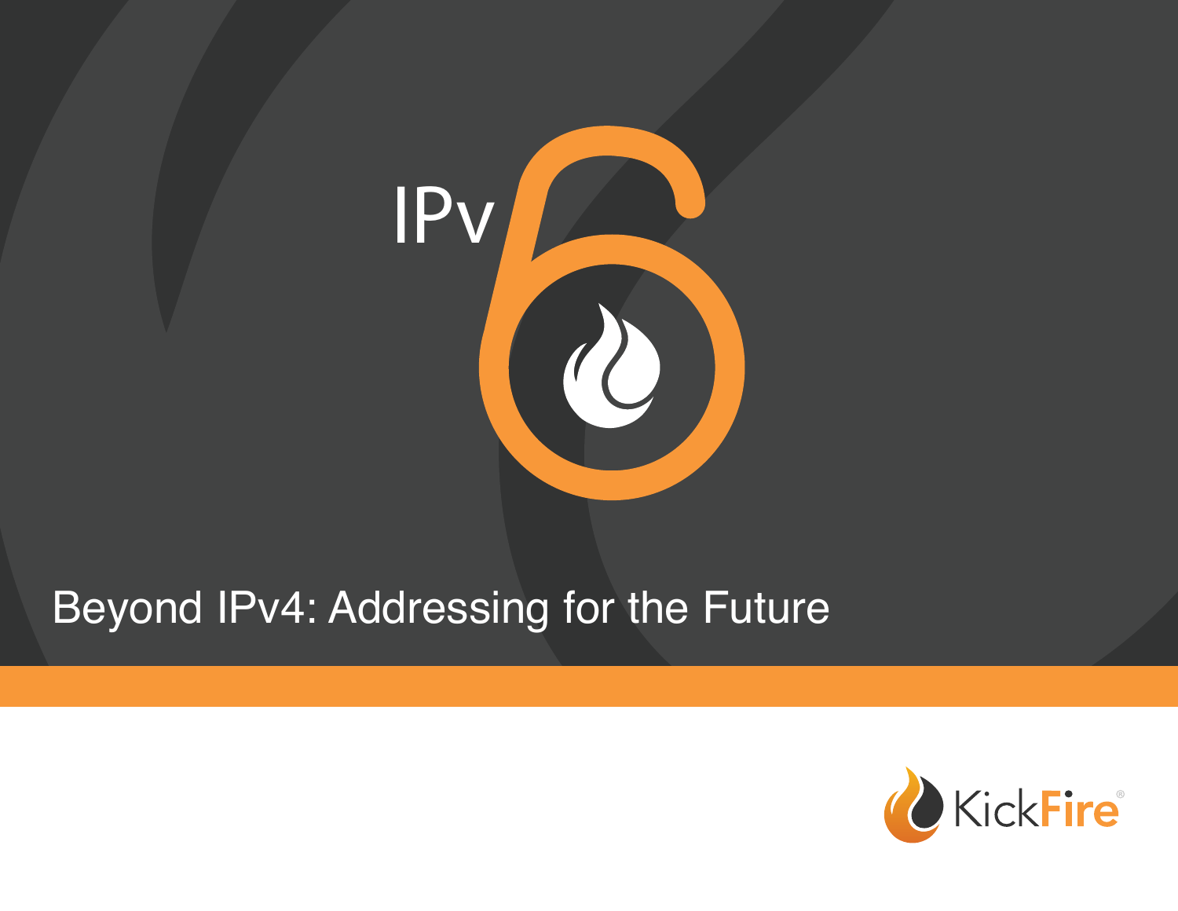IPv6

# Beyond IPv4: Addressing for the Future

KickFire®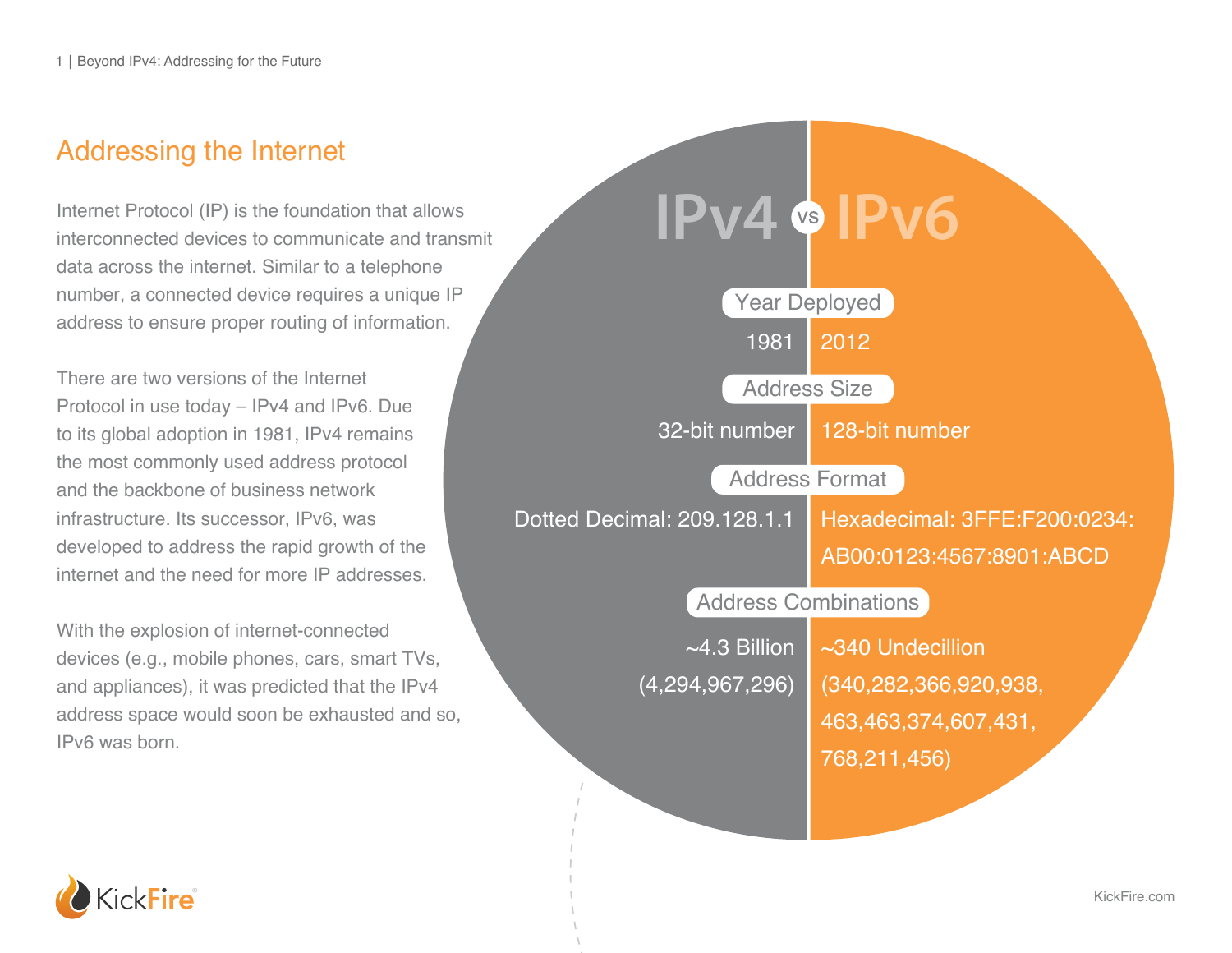## Addressing the Internet

Internet Protocol (IP) is the foundation that allows interconnected devices to communicate and transmit data across the internet. Similar to a telephone number, a connected device requires a unique IP address to ensure proper routing of information.

There are two versions of the Internet Protocol in use today – IPv4 and IPv6. Due to its global adoption in 1981, IPv4 remains the most commonly used address protocol and the backbone of business network infrastructure. Its successor, IPv6, was developed to address the rapid growth of the internet and the need for more IP addresses.

With the explosion of internet-connected devices (e.g., mobile phones, cars, smart TVs, and appliances), it was predicted that the IPv4 address space would soon be exhausted and so, IPv6 was born.

## IPv4 vs IPv6

| | IPv4 | IPv6 |
|---|---|---|
| Year Deployed | 1981 | 2012 |
| Address Size | 32-bit number | 128-bit number |
| Address Format | Dotted Decimal: 209.128.1.1 | Hexadecimal: 3FFE:F200:0234:AB00:0123:4567:8901:ABCD |
| Address Combinations | ~4.3 Billion (4,294,967,296) | ~340 Undecillion (340,282,366,920,938,463,463,374,607,431,768,211,456) |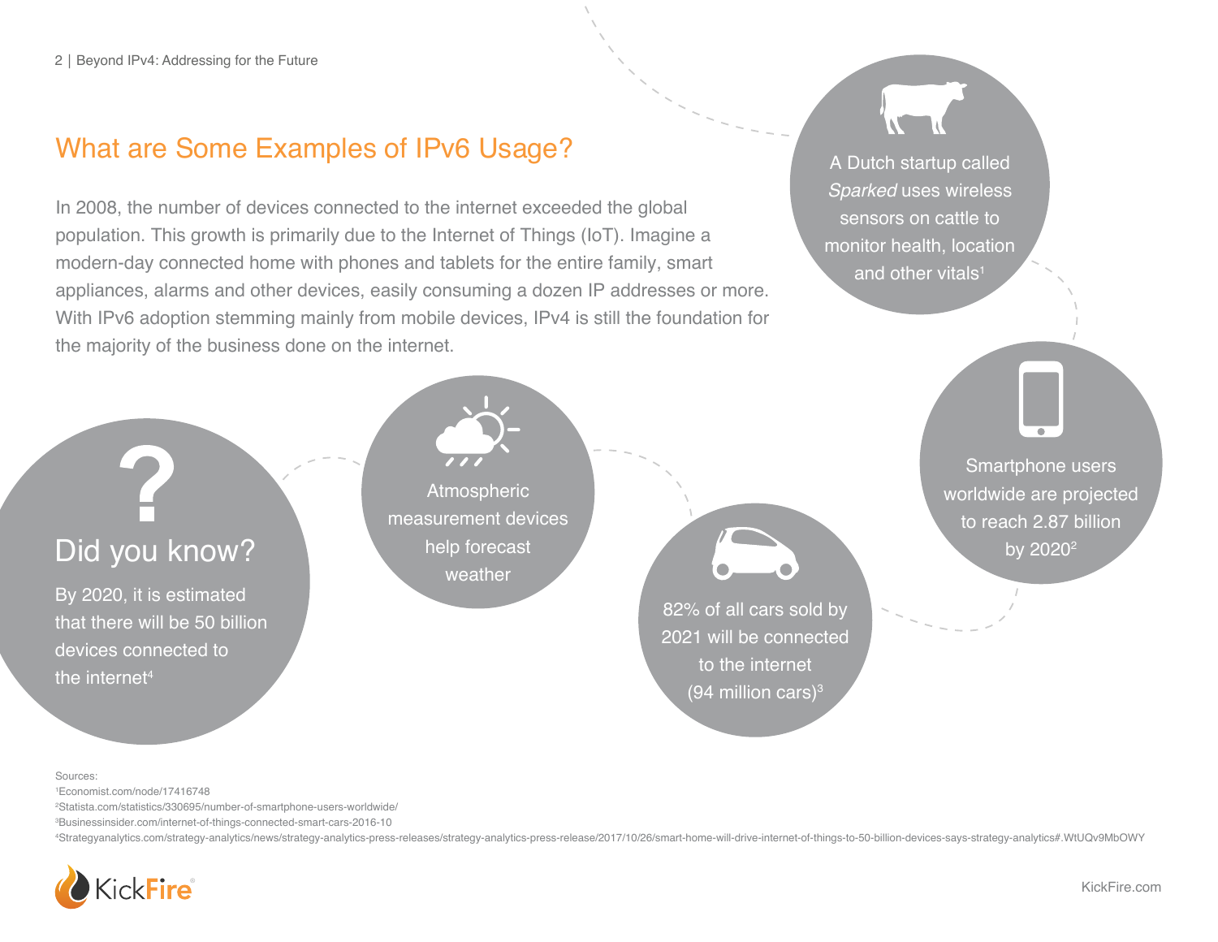## What are Some Examples of IPv6 Usage?

In 2008, the number of devices connected to the internet exceeded the global population. This growth is primarily due to the Internet of Things (IoT). Imagine a modern-day connected home with phones and tablets for the entire family, smart appliances, alarms and other devices, easily consuming a dozen IP addresses or more. With IPv6 adoption stemming mainly from mobile devices, IPv4 is still the foundation for the majority of the business done on the internet.

### Did you know?

By 2020, it is estimated that there will be 50 billion devices connected to the internet[4]

Atmospheric measurement devices help forecast weather

82% of all cars sold by 2021 will be connected to the internet (94 million cars)[3]

Smartphone users worldwide are projected to reach 2.87 billion by 2020[2]

A Dutch startup called *Sparked* uses wireless sensors on cattle to monitor health, location and other vitals[1]

Sources:

[1] Economist.com/node/17416748

[2] Statista.com/statistics/330695/number-of-smartphone-users-worldwide/

[3] Businessinsider.com/internet-of-things-connected-smart-cars-2016-10

[4] Strategyanalytics.com/strategy-analytics/news/strategy-analytics-press-releases/strategy-analytics-press-release/2017/10/26/smart-home-will-drive-internet-of-things-to-50-billion-devices-says-strategy-analytics#.WtUQv9MbOWY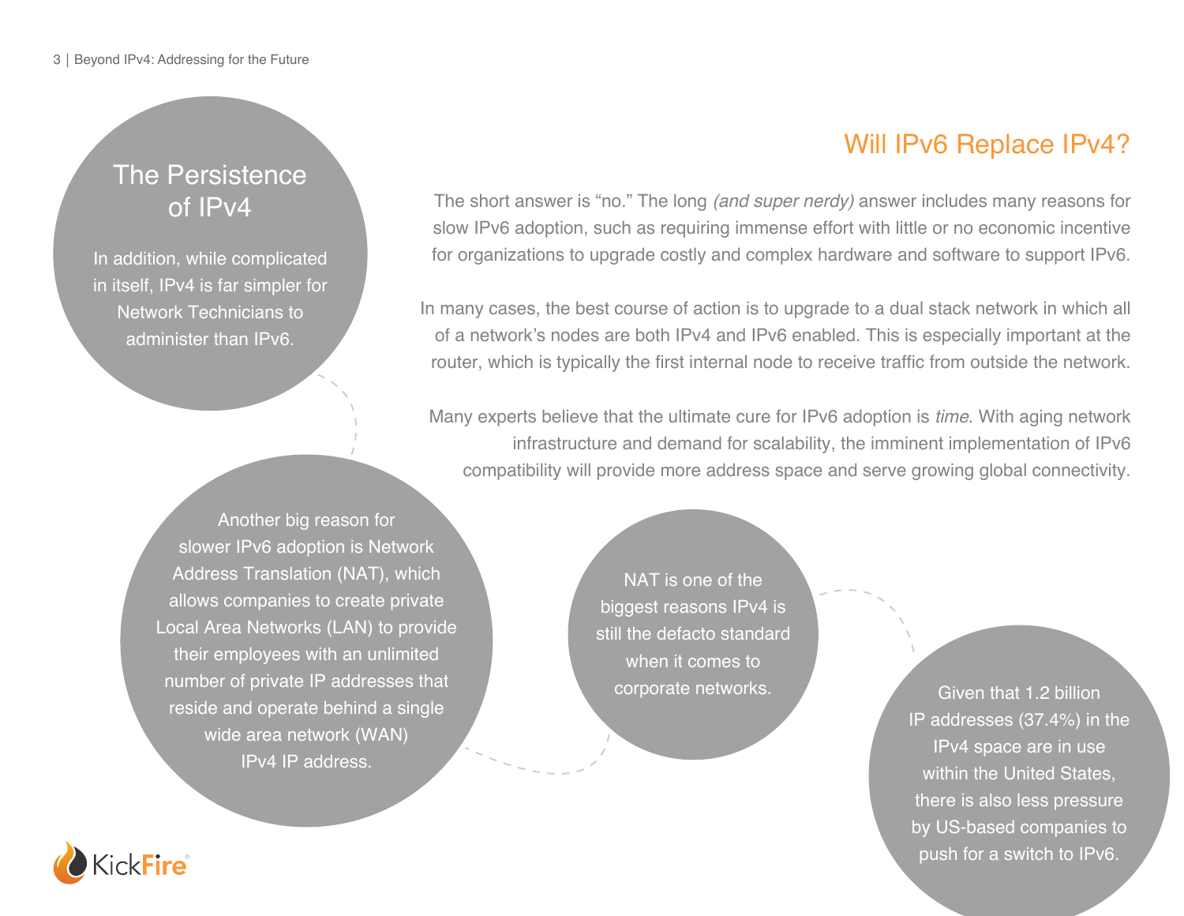## The Persistence of IPv4

In addition, while complicated in itself, IPv4 is far simpler for Network Technicians to administer than IPv6.

Another big reason for slower IPv6 adoption is Network Address Translation (NAT), which allows companies to create private Local Area Networks (LAN) to provide their employees with an unlimited number of private IP addresses that reside and operate behind a single wide area network (WAN) IPv4 IP address.

NAT is one of the biggest reasons IPv4 is still the defacto standard when it comes to corporate networks.

Given that 1.2 billion IP addresses (37.4%) in the IPv4 space are in use within the United States, there is also less pressure by US-based companies to push for a switch to IPv6.

## Will IPv6 Replace IPv4?

The short answer is "no." The long *(and super nerdy)* answer includes many reasons for slow IPv6 adoption, such as requiring immense effort with little or no economic incentive for organizations to upgrade costly and complex hardware and software to support IPv6.

In many cases, the best course of action is to upgrade to a dual stack network in which all of a network's nodes are both IPv4 and IPv6 enabled. This is especially important at the router, which is typically the first internal node to receive traffic from outside the network.

Many experts believe that the ultimate cure for IPv6 adoption is *time*. With aging network infrastructure and demand for scalability, the imminent implementation of IPv6 compatibility will provide more address space and serve growing global connectivity.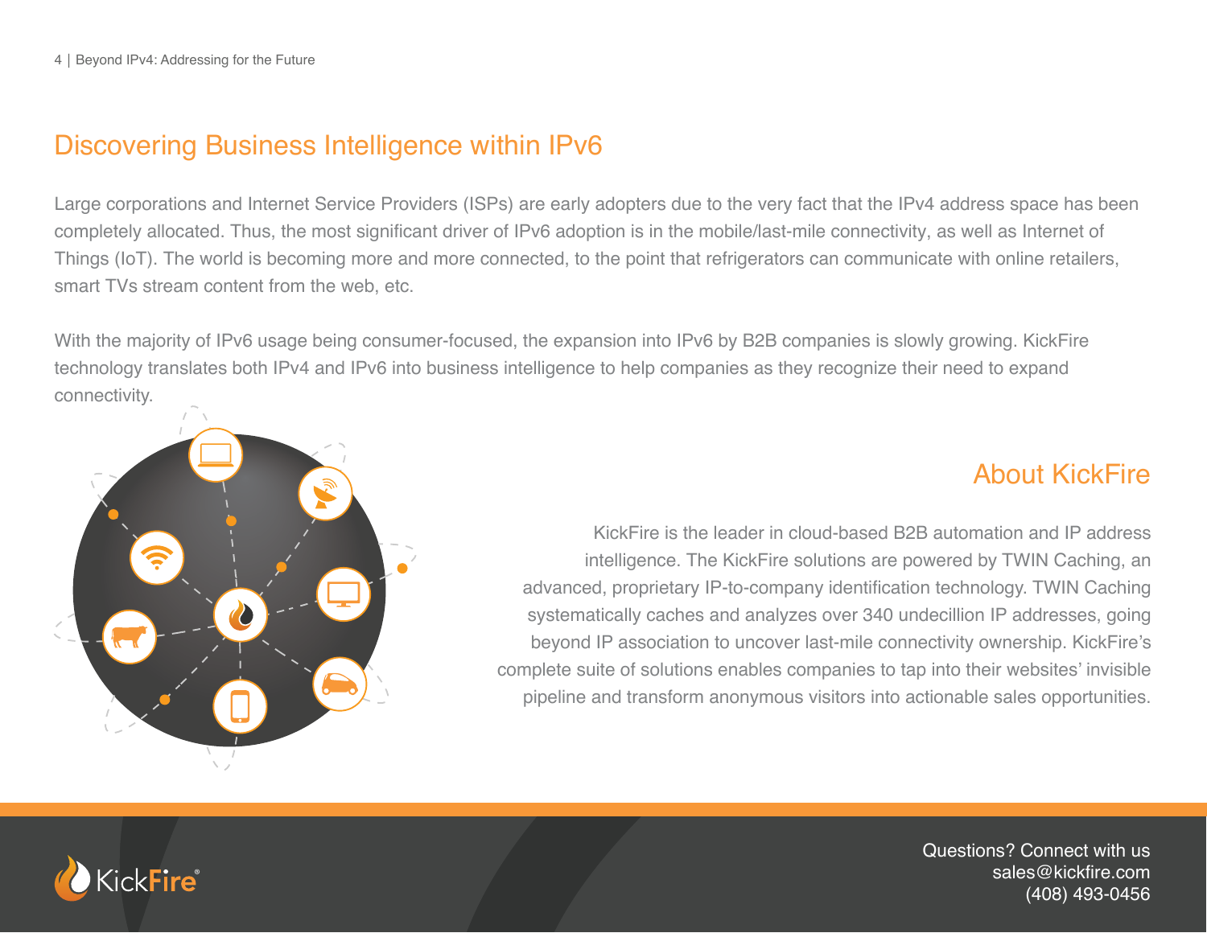## Discovering Business Intelligence within IPv6

Large corporations and Internet Service Providers (ISPs) are early adopters due to the very fact that the IPv4 address space has been completely allocated. Thus, the most significant driver of IPv6 adoption is in the mobile/last-mile connectivity, as well as Internet of Things (IoT). The world is becoming more and more connected, to the point that refrigerators can communicate with online retailers, smart TVs stream content from the web, etc.

With the majority of IPv6 usage being consumer-focused, the expansion into IPv6 by B2B companies is slowly growing. KickFire technology translates both IPv4 and IPv6 into business intelligence to help companies as they recognize their need to expand connectivity.

## About KickFire

KickFire is the leader in cloud-based B2B automation and IP address intelligence. The KickFire solutions are powered by TWIN Caching, an advanced, proprietary IP-to-company identification technology. TWIN Caching systematically caches and analyzes over 340 undecillion IP addresses, going beyond IP association to uncover last-mile connectivity ownership. KickFire's complete suite of solutions enables companies to tap into their websites' invisible pipeline and transform anonymous visitors into actionable sales opportunities.

KickFire®

Questions? Connect with us
sales@kickfire.com
(408) 493-0456